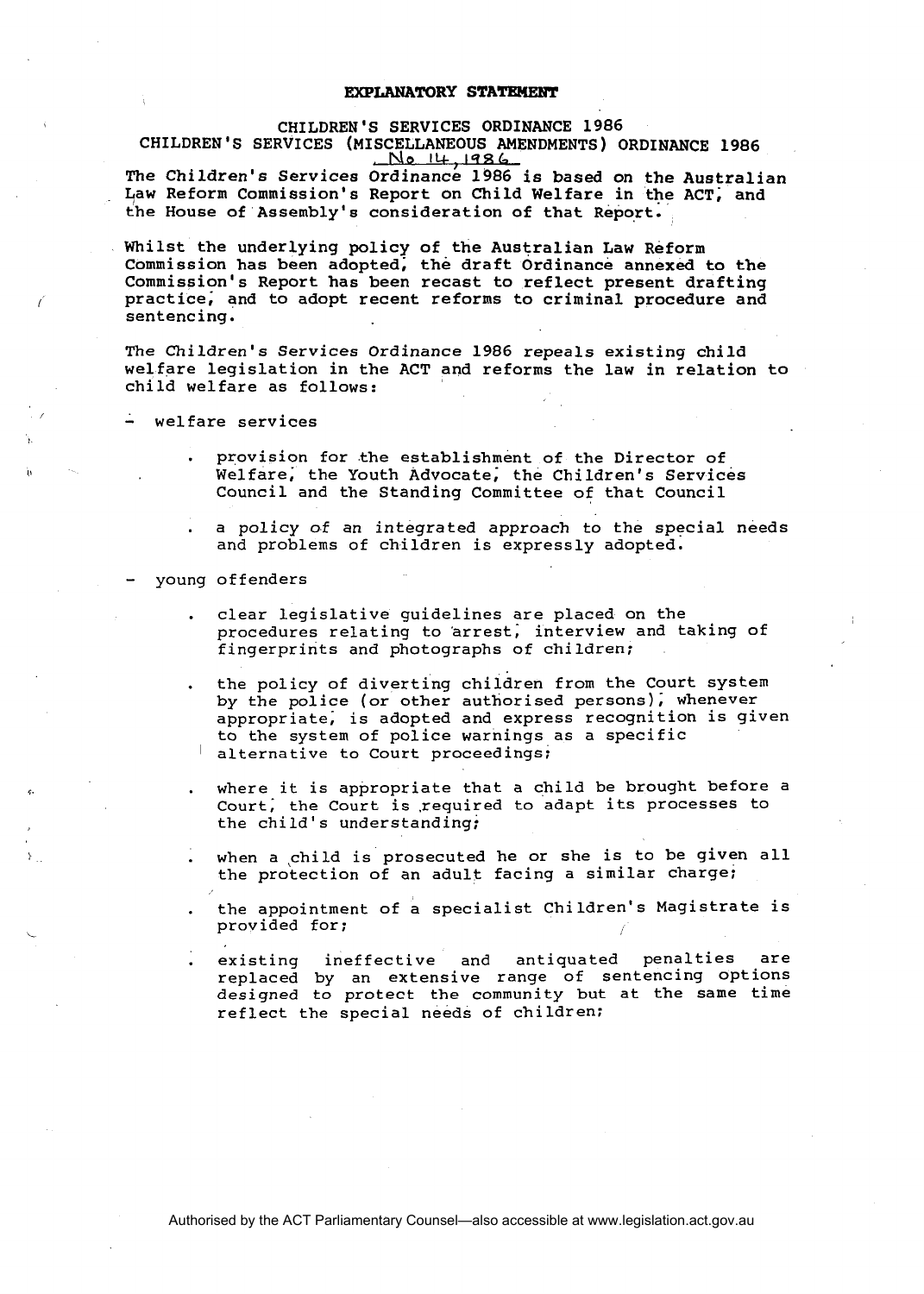**EXPLANATORY STATEMENT**

CHILDREN'S SERVICES ORDINANCE 1986
CHILDREN'S SERVICES (MISCELLANEOUS AMENDMENTS) ORDINANCE 1986
No 14, 1986

The Children's Services Ordinance 1986 is based on the Australian Law Reform Commission's Report on Child Welfare in the ACT, and the House of Assembly's consideration of that Report.

Whilst the underlying policy of the Australian Law Reform Commission has been adopted, the draft Ordinance annexed to the Commission's Report has been recast to reflect present drafting practice, and to adopt recent reforms to criminal procedure and sentencing.

The Children's Services Ordinance 1986 repeals existing child welfare legislation in the ACT and reforms the law in relation to child welfare as follows:

- welfare services
  - provision for the establishment of the Director of Welfare, the Youth Advocate, the Children's Services Council and the Standing Committee of that Council
  - a policy of an integrated approach to the special needs and problems of children is expressly adopted.
- young offenders
  - clear legislative guidelines are placed on the procedures relating to arrest, interview and taking of fingerprints and photographs of children;
  - the policy of diverting children from the Court system by the police (or other authorised persons), whenever appropriate, is adopted and express recognition is given to the system of police warnings as a specific alternative to Court proceedings;
  - where it is appropriate that a child be brought before a Court, the Court is required to adapt its processes to the child's understanding;
  - when a child is prosecuted he or she is to be given all the protection of an adult facing a similar charge;
  - the appointment of a specialist Children's Magistrate is provided for;
  - existing ineffective and antiquated penalties are replaced by an extensive range of sentencing options designed to protect the community but at the same time reflect the special needs of children;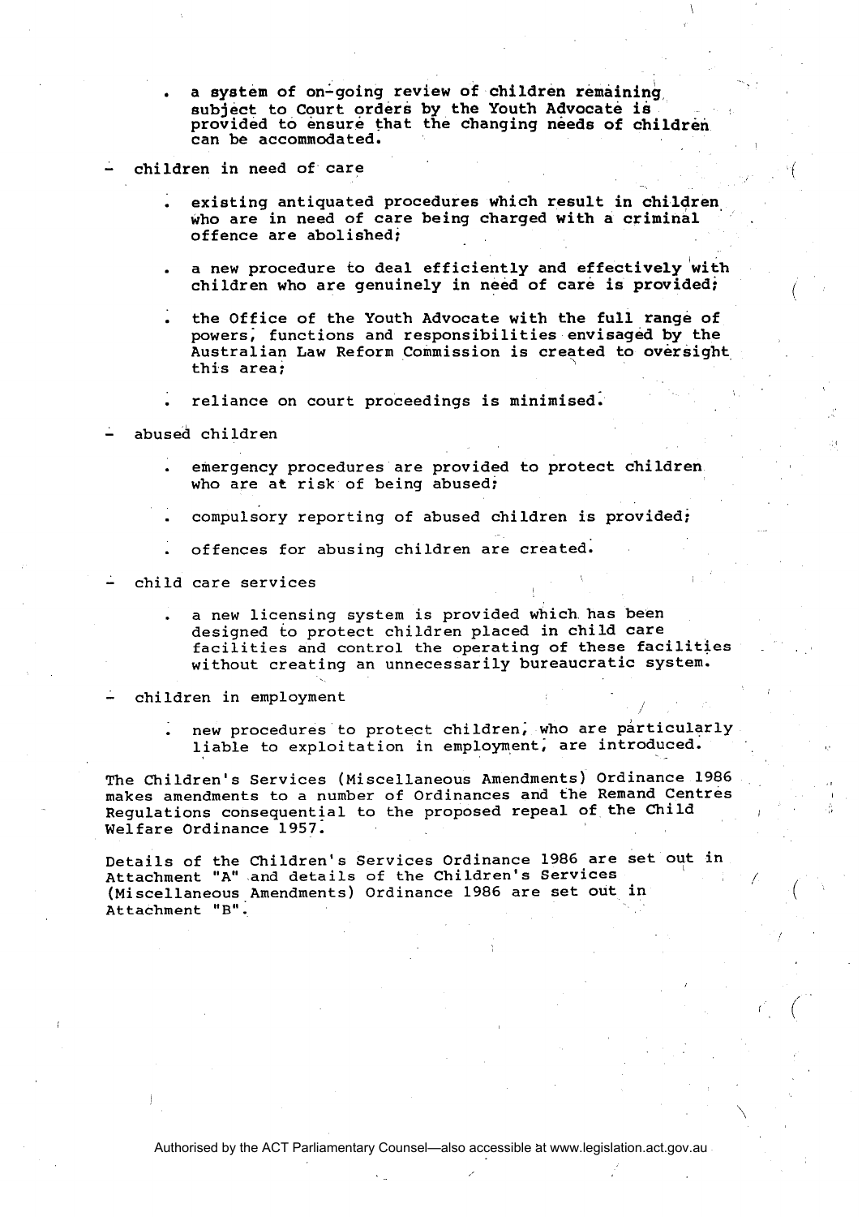- a system of on-going review of children remaining subject to Court orders by the Youth Advocate is provided to ensure that the changing needs of children can be accommodated.

- children in need of care
  - existing antiquated procedures which result in children who are in need of care being charged with a criminal offence are abolished;
  - a new procedure to deal efficiently and effectively with children who are genuinely in need of care is provided;
  - the Office of the Youth Advocate with the full range of powers, functions and responsibilities envisaged by the Australian Law Reform Commission is created to oversight this area;
  - reliance on court proceedings is minimised.

- abused children
  - emergency procedures are provided to protect children who are at risk of being abused;
  - compulsory reporting of abused children is provided;
  - offences for abusing children are created.

- child care services
  - a new licensing system is provided which has been designed to protect children placed in child care facilities and control the operating of these facilities without creating an unnecessarily bureaucratic system.

- children in employment
  - new procedures to protect children, who are particularly liable to exploitation in employment, are introduced.

The Children's Services (Miscellaneous Amendments) Ordinance 1986 makes amendments to a number of Ordinances and the Remand Centres Regulations consequential to the proposed repeal of the Child Welfare Ordinance 1957.

Details of the Children's Services Ordinance 1986 are set out in Attachment "A" and details of the Children's Services (Miscellaneous Amendments) Ordinance 1986 are set out in Attachment "B".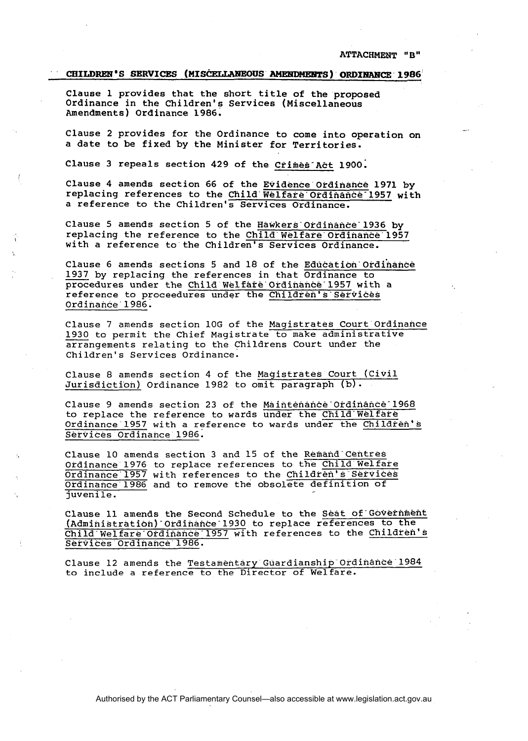ATTACHMENT "B"

**CHILDREN'S SERVICES (MISCELLANEOUS AMENDMENTS) ORDINANCE 1986**

Clause 1 provides that the short title of the proposed Ordinance in the Children's Services (Miscellaneous Amendments) Ordinance 1986.

Clause 2 provides for the Ordinance to come into operation on a date to be fixed by the Minister for Territories.

Clause 3 repeals section 429 of the Crimes Act 1900.

Clause 4 amends section 66 of the Evidence Ordinance 1971 by replacing references to the Child Welfare Ordinance 1957 with a reference to the Children's Services Ordinance.

Clause 5 amends section 5 of the Hawkers Ordinance 1936 by replacing the reference to the Child Welfare Ordinance 1957 with a reference to the Children's Services Ordinance.

Clause 6 amends sections 5 and 18 of the Education Ordinance 1937 by replacing the references in that Ordinance to procedures under the Child Welfare Ordinance 1957 with a reference to proceedures under the Children's Services Ordinance 1986.

Clause 7 amends section 10G of the Magistrates Court Ordinance 1930 to permit the Chief Magistrate to make administrative arrangements relating to the Childrens Court under the Children's Services Ordinance.

Clause 8 amends section 4 of the Magistrates Court (Civil Jurisdiction) Ordinance 1982 to omit paragraph (b).

Clause 9 amends section 23 of the Maintenance Ordinance 1968 to replace the reference to wards under the Child Welfare Ordinance 1957 with a reference to wards under the Children's Services Ordinance 1986.

Clause 10 amends section 3 and 15 of the Remand Centres Ordinance 1976 to replace references to the Child Welfare Ordinance 1957 with references to the Children's Services Ordinance 1986 and to remove the obsolete definition of juvenile.

Clause 11 amends the Second Schedule to the Seat of Government (Administration) Ordinance 1930 to replace references to the Child Welfare Ordinance 1957 with references to the Children's Services Ordinance 1986.

Clause 12 amends the Testamentary Guardianship Ordinance 1984 to include a reference to the Director of Welfare.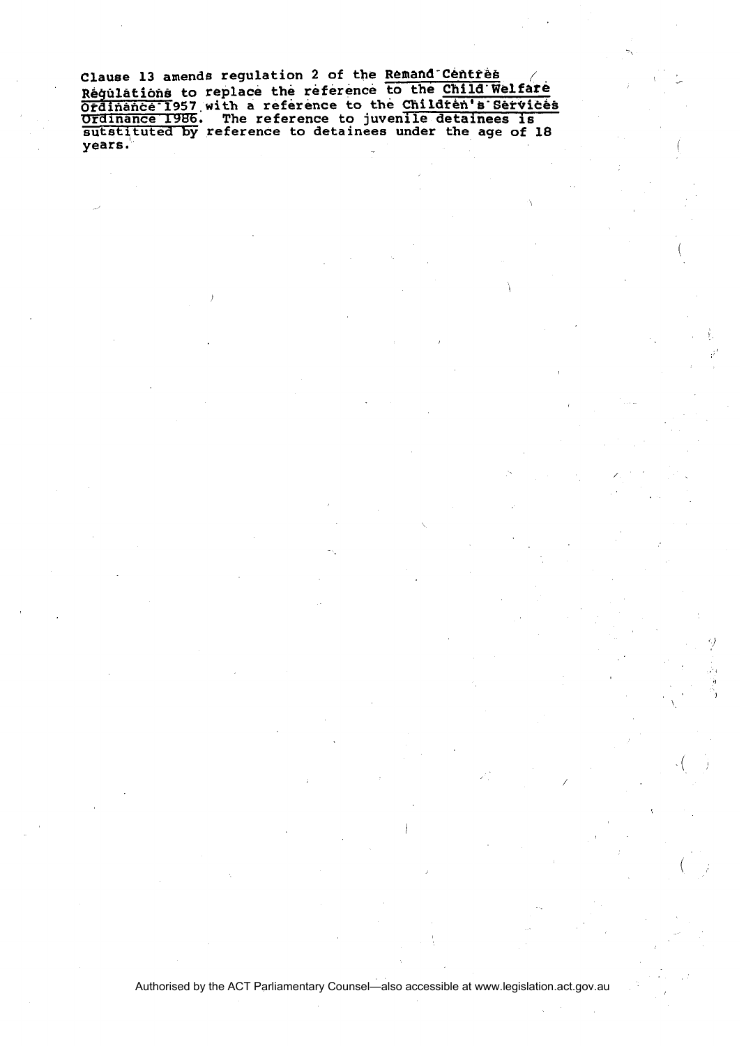Clause 13 amends regulation 2 of the Remand Centres Regulations to replace the reference to the Child Welfare Ordinance 1957 with a reference to the Children's Services Ordinance 1986. The reference to juvenile detainees is sutstituted by reference to detainees under the age of 18 years.